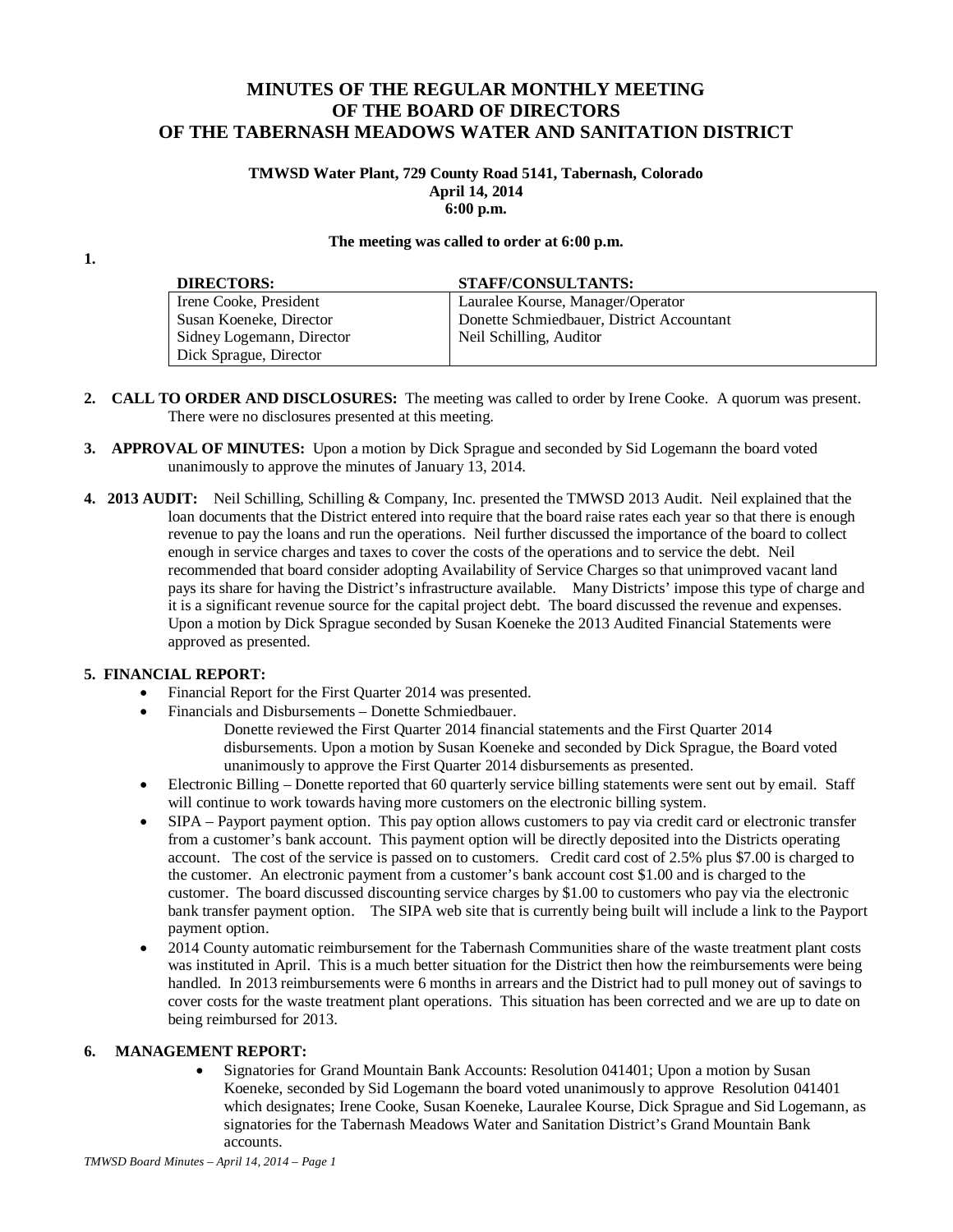# MINUTES OF THE REGULAR MONTHLY MEETING OF THE BOARD OF DIRECTORS OF THE TABERNASH MEADOWS WATER AND SANITATION DISTRICT

**TMWSD Water Plant, 729 County Road 5141, Tabernash, Colorado**
**April 14, 2014**
**6:00 p.m.**

**The meeting was called to order at 6:00 p.m.**

**1.**

| DIRECTORS: | STAFF/CONSULTANTS: |
|---|---|
| Irene Cooke, President | Lauralee Kourse, Manager/Operator |
| Susan Koeneke, Director | Donette Schmiedbauer, District Accountant |
| Sidney Logemann, Director | Neil Schilling, Auditor |
| Dick Sprague, Director | |

**2. CALL TO ORDER AND DISCLOSURES:** The meeting was called to order by Irene Cooke. A quorum was present. There were no disclosures presented at this meeting.

**3. APPROVAL OF MINUTES:** Upon a motion by Dick Sprague and seconded by Sid Logemann the board voted unanimously to approve the minutes of January 13, 2014.

**4. 2013 AUDIT:** Neil Schilling, Schilling & Company, Inc. presented the TMWSD 2013 Audit. Neil explained that the loan documents that the District entered into require that the board raise rates each year so that there is enough revenue to pay the loans and run the operations. Neil further discussed the importance of the board to collect enough in service charges and taxes to cover the costs of the operations and to service the debt. Neil recommended that board consider adopting Availability of Service Charges so that unimproved vacant land pays its share for having the District's infrastructure available. Many Districts' impose this type of charge and it is a significant revenue source for the capital project debt. The board discussed the revenue and expenses. Upon a motion by Dick Sprague seconded by Susan Koeneke the 2013 Audited Financial Statements were approved as presented.

**5. FINANCIAL REPORT:**

- Financial Report for the First Quarter 2014 was presented.
- Financials and Disbursements – Donette Schmiedbauer.
  Donette reviewed the First Quarter 2014 financial statements and the First Quarter 2014 disbursements. Upon a motion by Susan Koeneke and seconded by Dick Sprague, the Board voted unanimously to approve the First Quarter 2014 disbursements as presented.
- Electronic Billing – Donette reported that 60 quarterly service billing statements were sent out by email. Staff will continue to work towards having more customers on the electronic billing system.
- SIPA – Payport payment option. This pay option allows customers to pay via credit card or electronic transfer from a customer's bank account. This payment option will be directly deposited into the Districts operating account. The cost of the service is passed on to customers. Credit card cost of 2.5% plus $7.00 is charged to the customer. An electronic payment from a customer's bank account cost $1.00 and is charged to the customer. The board discussed discounting service charges by $1.00 to customers who pay via the electronic bank transfer payment option. The SIPA web site that is currently being built will include a link to the Payport payment option.
- 2014 County automatic reimbursement for the Tabernash Communities share of the waste treatment plant costs was instituted in April. This is a much better situation for the District then how the reimbursements were being handled. In 2013 reimbursements were 6 months in arrears and the District had to pull money out of savings to cover costs for the waste treatment plant operations. This situation has been corrected and we are up to date on being reimbursed for 2013.

**6. MANAGEMENT REPORT:**

- Signatories for Grand Mountain Bank Accounts: Resolution 041401; Upon a motion by Susan Koeneke, seconded by Sid Logemann the board voted unanimously to approve Resolution 041401 which designates; Irene Cooke, Susan Koeneke, Lauralee Kourse, Dick Sprague and Sid Logemann, as signatories for the Tabernash Meadows Water and Sanitation District's Grand Mountain Bank accounts.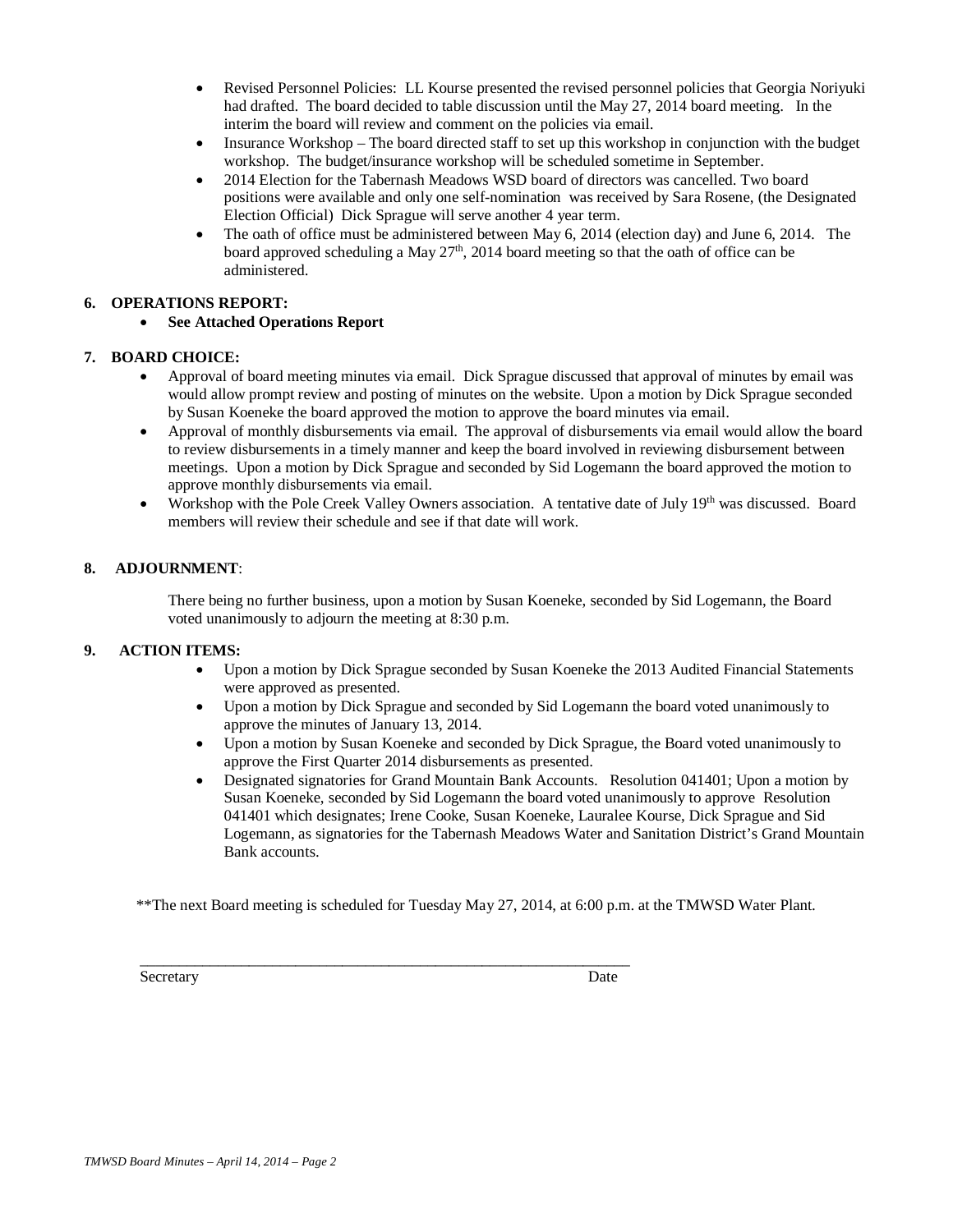- Revised Personnel Policies: LL Kourse presented the revised personnel policies that Georgia Noriyuki had drafted. The board decided to table discussion until the May 27, 2014 board meeting. In the interim the board will review and comment on the policies via email.
- Insurance Workshop – The board directed staff to set up this workshop in conjunction with the budget workshop. The budget/insurance workshop will be scheduled sometime in September.
- 2014 Election for the Tabernash Meadows WSD board of directors was cancelled. Two board positions were available and only one self-nomination was received by Sara Rosene, (the Designated Election Official) Dick Sprague will serve another 4 year term.
- The oath of office must be administered between May 6, 2014 (election day) and June 6, 2014. The board approved scheduling a May 27th, 2014 board meeting so that the oath of office can be administered.

**6. OPERATIONS REPORT:**

- **See Attached Operations Report**

**7. BOARD CHOICE:**

- Approval of board meeting minutes via email. Dick Sprague discussed that approval of minutes by email was would allow prompt review and posting of minutes on the website. Upon a motion by Dick Sprague seconded by Susan Koeneke the board approved the motion to approve the board minutes via email.
- Approval of monthly disbursements via email. The approval of disbursements via email would allow the board to review disbursements in a timely manner and keep the board involved in reviewing disbursement between meetings. Upon a motion by Dick Sprague and seconded by Sid Logemann the board approved the motion to approve monthly disbursements via email.
- Workshop with the Pole Creek Valley Owners association. A tentative date of July 19th was discussed. Board members will review their schedule and see if that date will work.

**8. ADJOURNMENT**:

There being no further business, upon a motion by Susan Koeneke, seconded by Sid Logemann, the Board voted unanimously to adjourn the meeting at 8:30 p.m.

**9. ACTION ITEMS:**

- Upon a motion by Dick Sprague seconded by Susan Koeneke the 2013 Audited Financial Statements were approved as presented.
- Upon a motion by Dick Sprague and seconded by Sid Logemann the board voted unanimously to approve the minutes of January 13, 2014.
- Upon a motion by Susan Koeneke and seconded by Dick Sprague, the Board voted unanimously to approve the First Quarter 2014 disbursements as presented.
- Designated signatories for Grand Mountain Bank Accounts. Resolution 041401; Upon a motion by Susan Koeneke, seconded by Sid Logemann the board voted unanimously to approve Resolution 041401 which designates; Irene Cooke, Susan Koeneke, Lauralee Kourse, Dick Sprague and Sid Logemann, as signatories for the Tabernash Meadows Water and Sanitation District's Grand Mountain Bank accounts.

**The next Board meeting is scheduled for Tuesday May 27, 2014, at 6:00 p.m. at the TMWSD Water Plant.

\_\_\_\_\_\_\_\_\_\_\_\_\_\_\_\_\_\_\_\_\_\_\_\_\_\_\_\_\_\_\_\_\_\_\_\_\_\_\_\_\_\_\_\_\_\_\_\_\_\_\_\_\_\_\_\_\_\_\_\_

Secretary Date